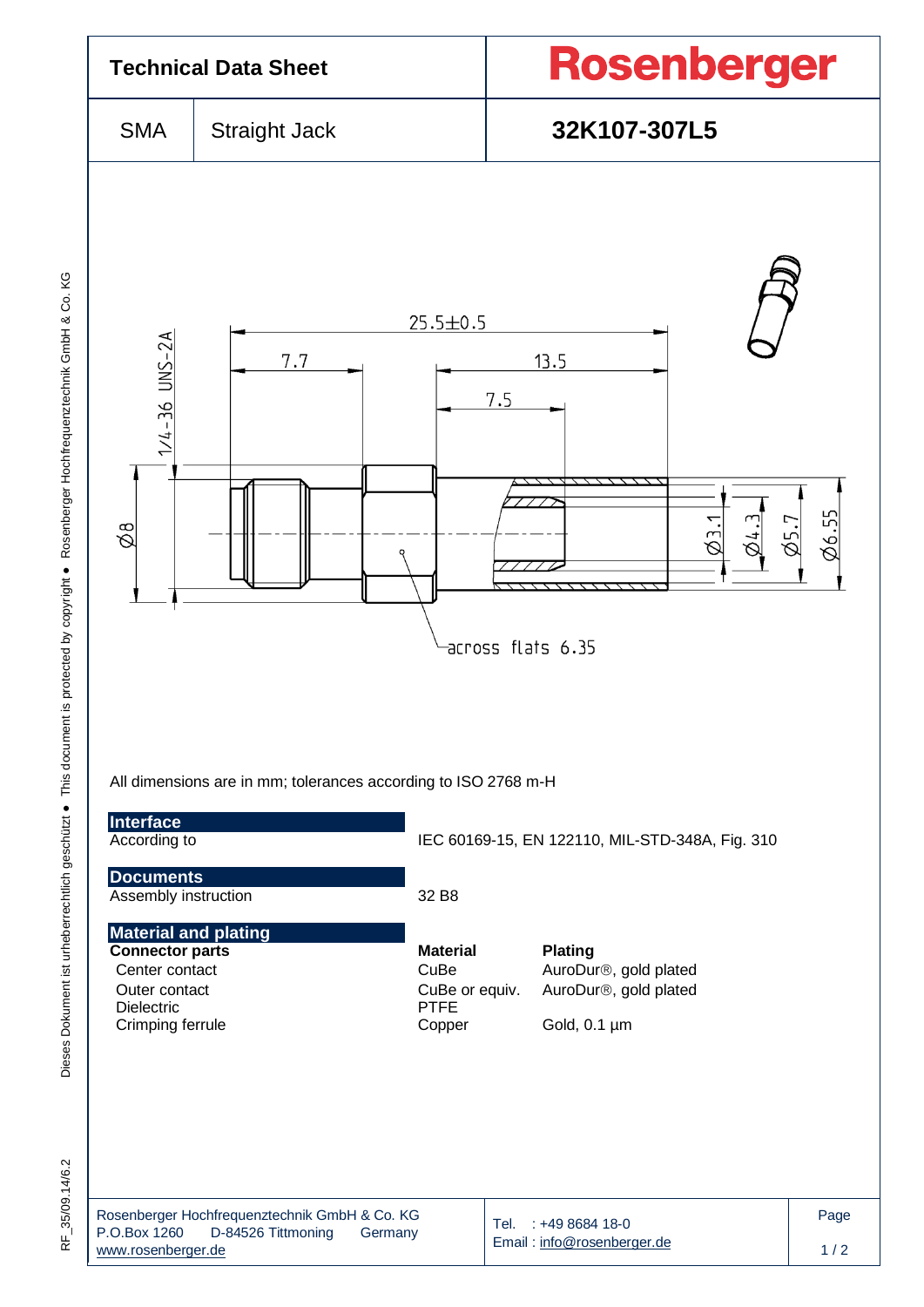| Technical Data Sheet | | Rosenberger |
|---|---|---|
| SMA | Straight Jack | **32K107-307L5** |

25.5±0.5

7.7

13.5

7.5

1/4-36 UNS-2A

Ø8

Ø3.1

Ø4.3

Ø5.7

Ø6.55

across flats 6.35

All dimensions are in mm; tolerances according to ISO 2768 m-H

## Interface

| | |
|---|---|
| According to | IEC 60169-15, EN 122110, MIL-STD-348A, Fig. 310 |

## Documents

| | |
|---|---|
| Assembly instruction | 32 B8 |

## Material and plating

| Connector parts | Material | Plating |
|---|---|---|
| Center contact | CuBe | AuroDur®, gold plated |
| Outer contact | CuBe or equiv. | AuroDur®, gold plated |
| Dielectric | PTFE | |
| Crimping ferrule | Copper | Gold, 0.1 µm |

Rosenberger Hochfrequenztechnik GmbH & Co. KG
P.O.Box 1260 D-84526 Tittmoning Germany
www.rosenberger.de

Tel. : +49 8684 18-0
Email : info@rosenberger.de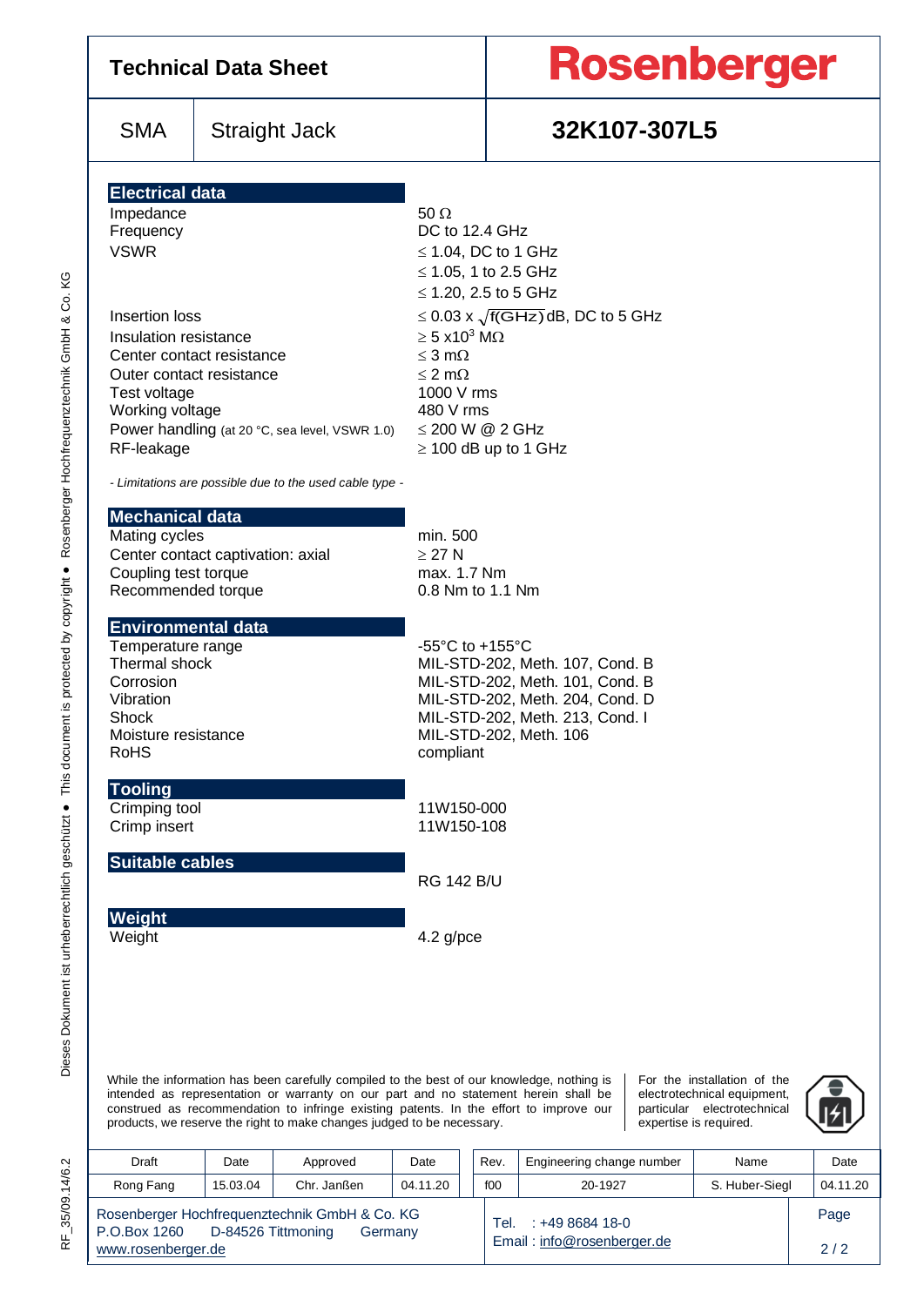# Technical Data Sheet

**Rosenberger**

| | | |
|---|---|---|
| SMA | Straight Jack | **32K107-307L5** |

## Electrical data

| | |
|---|---|
| Impedance | 50 Ω |
| Frequency | DC to 12.4 GHz |
| VSWR | ≤ 1.04, DC to 1 GHz |
| | ≤ 1.05, 1 to 2.5 GHz |
| | ≤ 1.20, 2.5 to 5 GHz |
| Insertion loss | ≤ 0.03 x $\sqrt{f(GHz)}$ dB, DC to 5 GHz |
| Insulation resistance | ≥ 5 x$10^3$ MΩ |
| Center contact resistance | ≤ 3 mΩ |
| Outer contact resistance | ≤ 2 mΩ |
| Test voltage | 1000 V rms |
| Working voltage | 480 V rms |
| Power handling (at 20 °C, sea level, VSWR 1.0) | ≤ 200 W @ 2 GHz |
| RF-leakage | ≥ 100 dB up to 1 GHz |

*- Limitations are possible due to the used cable type -*

## Mechanical data

| | |
|---|---|
| Mating cycles | min. 500 |
| Center contact captivation: axial | ≥ 27 N |
| Coupling test torque | max. 1.7 Nm |
| Recommended torque | 0.8 Nm to 1.1 Nm |

## Environmental data

| | |
|---|---|
| Temperature range | -55°C to +155°C |
| Thermal shock | MIL-STD-202, Meth. 107, Cond. B |
| Corrosion | MIL-STD-202, Meth. 101, Cond. B |
| Vibration | MIL-STD-202, Meth. 204, Cond. D |
| Shock | MIL-STD-202, Meth. 213, Cond. I |
| Moisture resistance | MIL-STD-202, Meth. 106 |
| RoHS | compliant |

## Tooling

| | |
|---|---|
| Crimping tool | 11W150-000 |
| Crimp insert | 11W150-108 |

## Suitable cables

RG 142 B/U

## Weight

| | |
|---|---|
| Weight | 4.2 g/pce |

While the information has been carefully compiled to the best of our knowledge, nothing is intended as representation or warranty on our part and no statement herein shall be construed as recommendation to infringe existing patents. In the effort to improve our products, we reserve the right to make changes judged to be necessary.

For the installation of the electrotechnical equipment, particular electrotechnical expertise is required.

| Draft | Date | Approved | Date | Rev. | Engineering change number | Name | Date |
|---|---|---|---|---|---|---|---|
| Rong Fang | 15.03.04 | Chr. Janßen | 04.11.20 | f00 | 20-1927 | S. Huber-Siegl | 04.11.20 |

Rosenberger Hochfrequenztechnik GmbH & Co. KG
P.O.Box 1260 D-84526 Tittmoning Germany
www.rosenberger.de

Tel. : +49 8684 18-0
Email : info@rosenberger.de

Dieses Dokument ist urheberrechtlich geschützt • This document is protected by copyright • Rosenberger Hochfrequenztechnik GmbH & Co. KG

RF_35/09.14/6.2